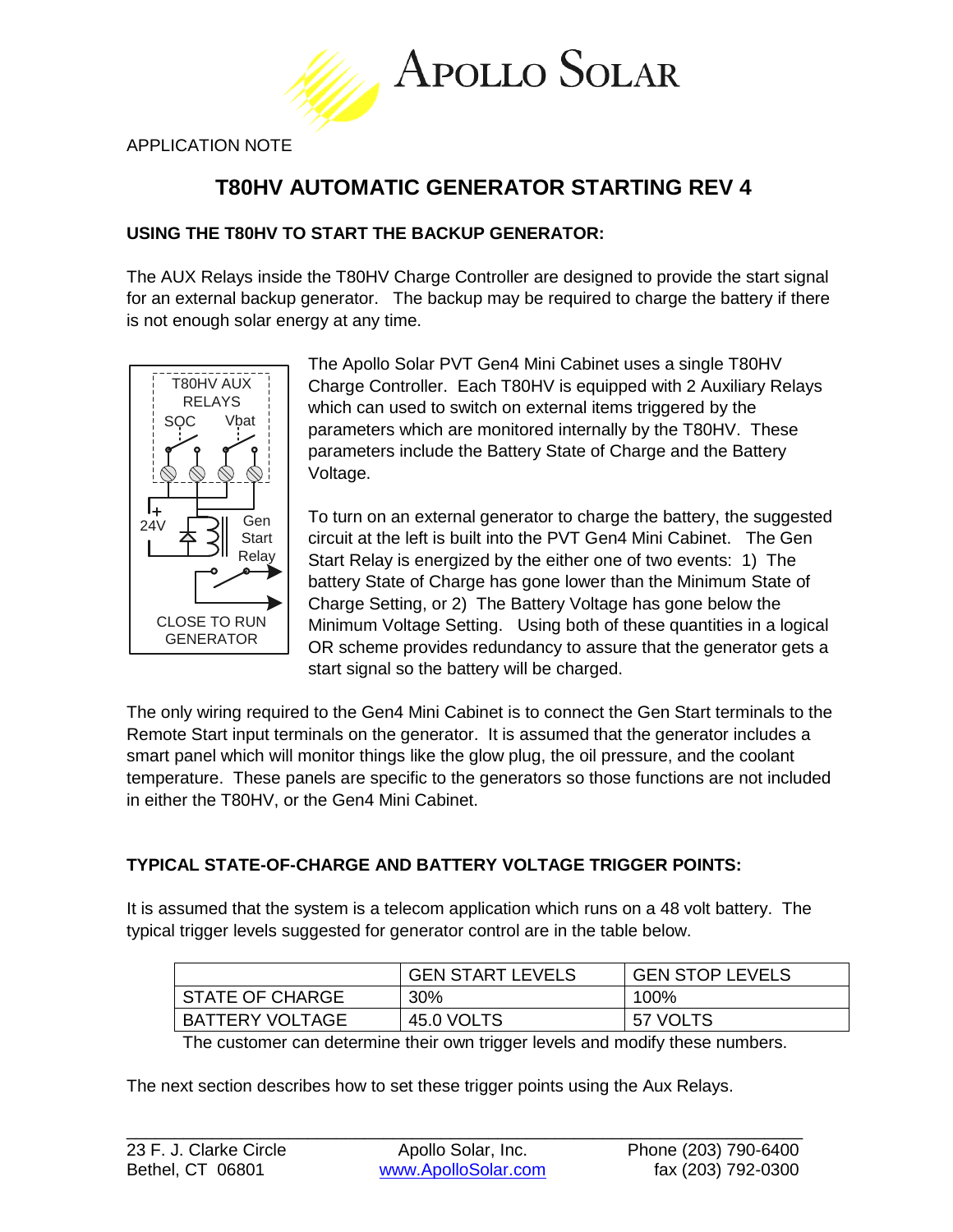APPLICATION NOTE

# T80HV AUTOMATIC GENERATOR STARTING REV 4

## USING THE T80HV TO START THE BACKUP GENERATOR:

The AUX Relays inside the T80HV Charge Controller are designed to provide the start signal for an external backup generator. The backup may be required to charge the battery if there is not enough solar energy at any time.

T80HV AUX RELAYS
SOC Vbat
24V
Gen Start Relay
CLOSE TO RUN GENERATOR

The Apollo Solar PVT Gen4 Mini Cabinet uses a single T80HV Charge Controller. Each T80HV is equipped with 2 Auxiliary Relays which can used to switch on external items triggered by the parameters which are monitored internally by the T80HV. These parameters include the Battery State of Charge and the Battery Voltage.

To turn on an external generator to charge the battery, the suggested circuit at the left is built into the PVT Gen4 Mini Cabinet. The Gen Start Relay is energized by the either one of two events: 1) The battery State of Charge has gone lower than the Minimum State of Charge Setting, or 2) The Battery Voltage has gone below the Minimum Voltage Setting. Using both of these quantities in a logical OR scheme provides redundancy to assure that the generator gets a start signal so the battery will be charged.

The only wiring required to the Gen4 Mini Cabinet is to connect the Gen Start terminals to the Remote Start input terminals on the generator. It is assumed that the generator includes a smart panel which will monitor things like the glow plug, the oil pressure, and the coolant temperature. These panels are specific to the generators so those functions are not included in either the T80HV, or the Gen4 Mini Cabinet.

## TYPICAL STATE-OF-CHARGE AND BATTERY VOLTAGE TRIGGER POINTS:

It is assumed that the system is a telecom application which runs on a 48 volt battery. The typical trigger levels suggested for generator control are in the table below.

| | GEN START LEVELS | GEN STOP LEVELS |
|---|---|---|
| STATE OF CHARGE | 30% | 100% |
| BATTERY VOLTAGE | 45.0 VOLTS | 57 VOLTS |

The customer can determine their own trigger levels and modify these numbers.

The next section describes how to set these trigger points using the Aux Relays.

23 F. J. Clarke Circle
Bethel, CT 06801

Apollo Solar, Inc.
www.ApolloSolar.com

Phone (203) 790-6400
fax (203) 792-0300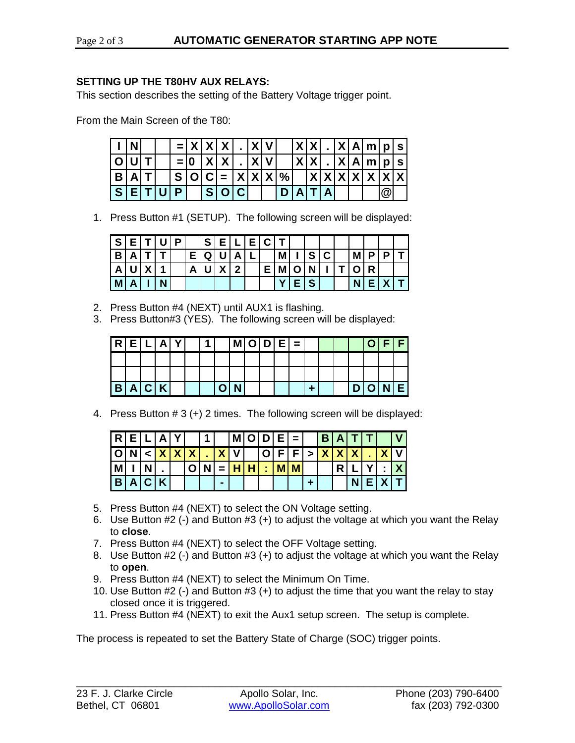## SETTING UP THE T80HV AUX RELAYS:

This section describes the setting of the Battery Voltage trigger point.

From the Main Screen of the T80:

| I | N |  |  | = | X | X | X | . | X | V |  | X | X | . | X | A | m | p | s |
|---|---|---|---|---|---|---|---|---|---|---|---|---|---|---|---|---|---|---|---|
| O | U | T |  | = | 0 | X | X | . | X | V |  | X | X | . | X | A | m | p | s |
| B | A | T |  | S | O | C | = | X | X | X | % |  | X | X | X | X | X | X | X |
| S | E | T | U | P |  | S | O | C |  |  | D | A | T | A |  |  |  | @ |  |

1. Press Button #1 (SETUP). The following screen will be displayed:

| S | E | T | U | P |  | S | E | L | E | C | T |  |  |  |  |  |  |  |  |
|---|---|---|---|---|---|---|---|---|---|---|---|---|---|---|---|---|---|---|---|
| B | A | T | T |  | E | Q | U | A | L |  | M | I | S | C |  | M | P | P | T |
| A | U | X | 1 |  | A | U | X | 2 |  | E | M | O | N | I | T | O | R |  |  |
| M | A | I | N |  |  |  |  |  |  |  | Y | E | S |  |  | N | E | X | T |

2. Press Button #4 (NEXT) until AUX1 is flashing.
3. Press Button#3 (YES). The following screen will be displayed:

| R | E | L | A | Y |  | 1 |  | M | O | D | E | = |  |  |  |  | O | F | F |
|---|---|---|---|---|---|---|---|---|---|---|---|---|---|---|---|---|---|---|---|
|  |  |  |  |  |  |  |  |  |  |  |  |  |  |  |  |  |  |  |  |
|  |  |  |  |  |  |  |  |  |  |  |  |  |  |  |  |  |  |  |  |
| B | A | C | K |  |  |  | O | N |  |  |  |  | + |  |  | D | O | N | E |

4. Press Button # 3 (+) 2 times. The following screen will be displayed:

| R | E | L | A | Y |  | 1 |  | M | O | D | E | = |  | B | A | T | T |  | V |
|---|---|---|---|---|---|---|---|---|---|---|---|---|---|---|---|---|---|---|---|
| O | N | < | X | X | X | . | X | V |  | O | F | F | > | X | X | X | . | X | V |
| M | I | N | . |  | O | N | = | H | H | : | M | M |  |  | R | L | Y | : | X |
| B | A | C | K |  |  |  | - |  |  |  |  |  | + |  |  | N | E | X | T |

5. Press Button #4 (NEXT) to select the ON Voltage setting.
6. Use Button #2 (-) and Button #3 (+) to adjust the voltage at which you want the Relay to **close**.
7. Press Button #4 (NEXT) to select the OFF Voltage setting.
8. Use Button #2 (-) and Button #3 (+) to adjust the voltage at which you want the Relay to **open**.
9. Press Button #4 (NEXT) to select the Minimum On Time.
10. Use Button #2 (-) and Button #3 (+) to adjust the time that you want the relay to stay closed once it is triggered.
11. Press Button #4 (NEXT) to exit the Aux1 setup screen. The setup is complete.

The process is repeated to set the Battery State of Charge (SOC) trigger points.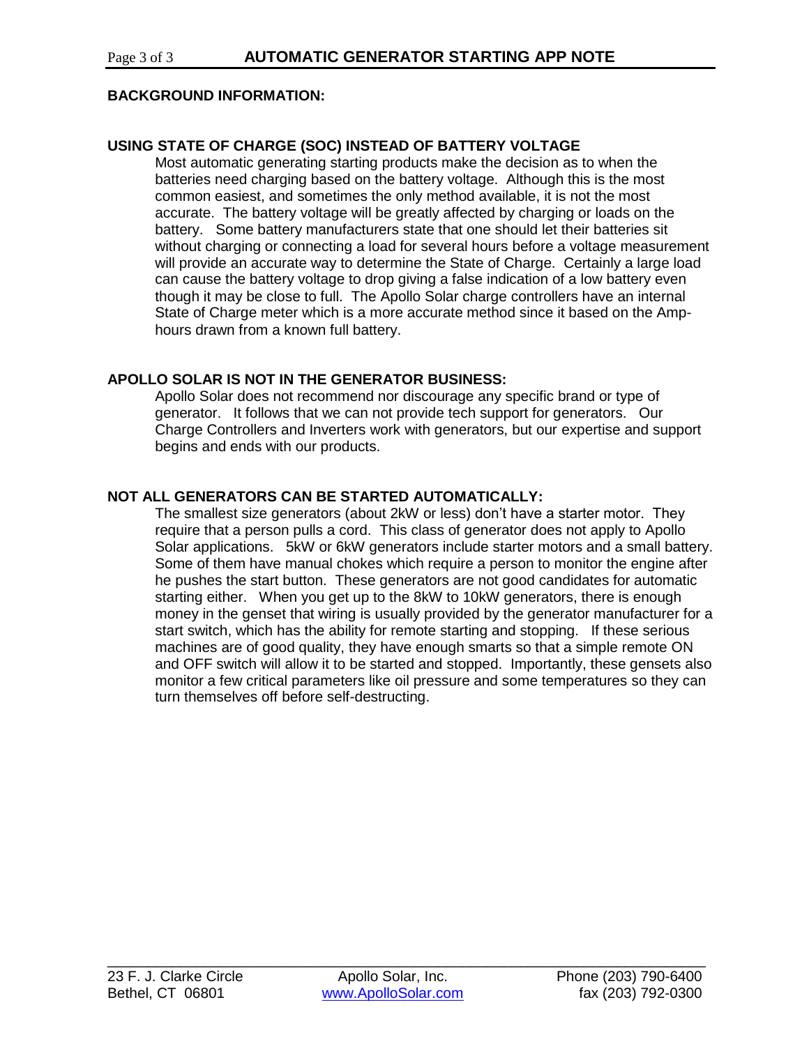## BACKGROUND INFORMATION:

### USING STATE OF CHARGE (SOC) INSTEAD OF BATTERY VOLTAGE

Most automatic generating starting products make the decision as to when the batteries need charging based on the battery voltage. Although this is the most common easiest, and sometimes the only method available, it is not the most accurate. The battery voltage will be greatly affected by charging or loads on the battery. Some battery manufacturers state that one should let their batteries sit without charging or connecting a load for several hours before a voltage measurement will provide an accurate way to determine the State of Charge. Certainly a large load can cause the battery voltage to drop giving a false indication of a low battery even though it may be close to full. The Apollo Solar charge controllers have an internal State of Charge meter which is a more accurate method since it based on the Amp-hours drawn from a known full battery.

### APOLLO SOLAR IS NOT IN THE GENERATOR BUSINESS:

Apollo Solar does not recommend nor discourage any specific brand or type of generator. It follows that we can not provide tech support for generators. Our Charge Controllers and Inverters work with generators, but our expertise and support begins and ends with our products.

### NOT ALL GENERATORS CAN BE STARTED AUTOMATICALLY:

The smallest size generators (about 2kW or less) don't have a starter motor. They require that a person pulls a cord. This class of generator does not apply to Apollo Solar applications. 5kW or 6kW generators include starter motors and a small battery. Some of them have manual chokes which require a person to monitor the engine after he pushes the start button. These generators are not good candidates for automatic starting either. When you get up to the 8kW to 10kW generators, there is enough money in the genset that wiring is usually provided by the generator manufacturer for a start switch, which has the ability for remote starting and stopping. If these serious machines are of good quality, they have enough smarts so that a simple remote ON and OFF switch will allow it to be started and stopped. Importantly, these gensets also monitor a few critical parameters like oil pressure and some temperatures so they can turn themselves off before self-destructing.